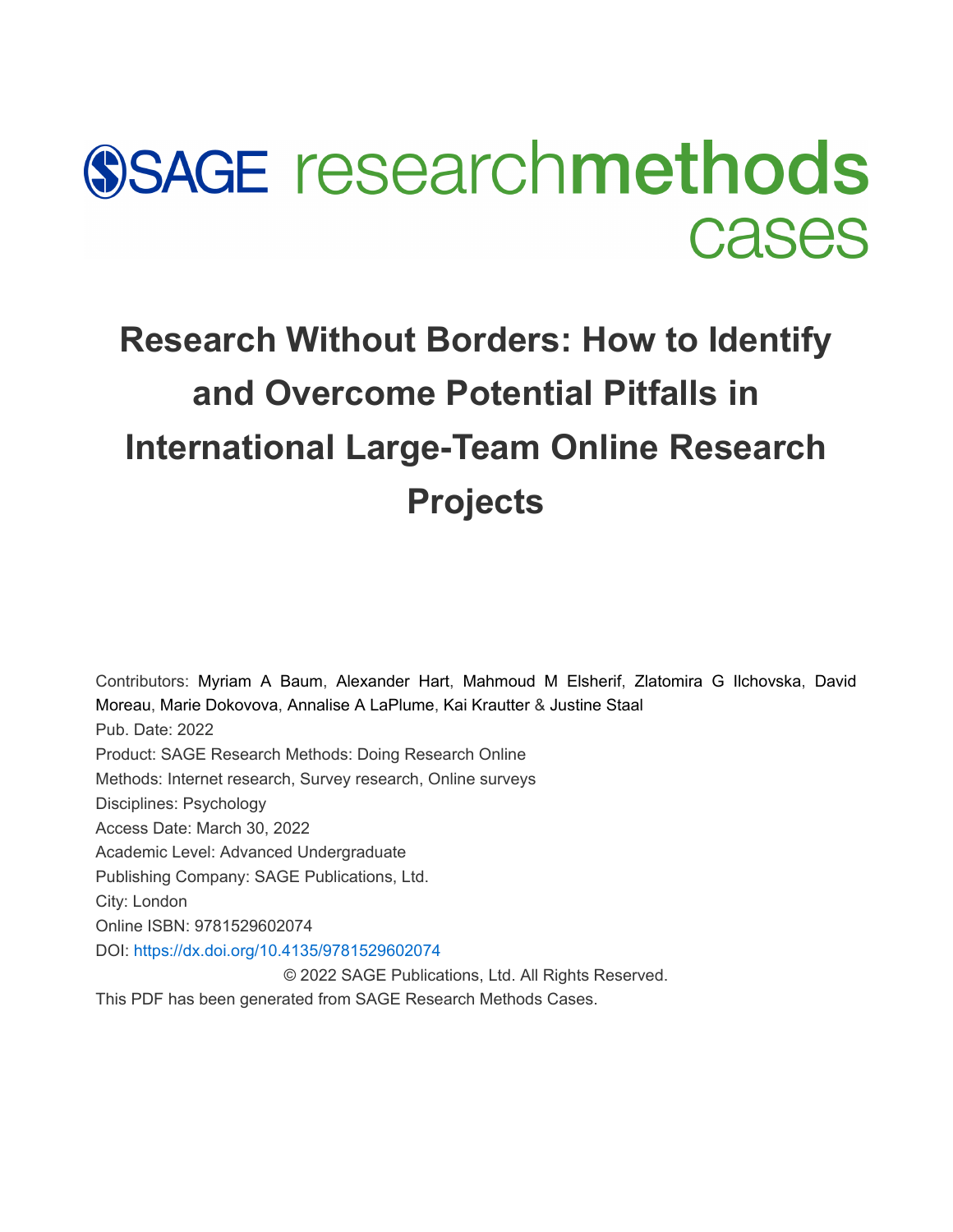SAGE researchmethods cases

# Research Without Borders: How to Identify and Overcome Potential Pitfalls in International Large-Team Online Research Projects

Contributors: Myriam A Baum, Alexander Hart, Mahmoud M Elsherif, Zlatomira G Ilchovska, David Moreau, Marie Dokovova, Annalise A LaPlume, Kai Krautter & Justine Staal

Pub. Date: 2022

Product: SAGE Research Methods: Doing Research Online

Methods: Internet research, Survey research, Online surveys

Disciplines: Psychology

Access Date: March 30, 2022

Academic Level: Advanced Undergraduate

Publishing Company: SAGE Publications, Ltd.

City: London

Online ISBN: 9781529602074

DOI: https://dx.doi.org/10.4135/9781529602074

© 2022 SAGE Publications, Ltd. All Rights Reserved.

This PDF has been generated from SAGE Research Methods Cases.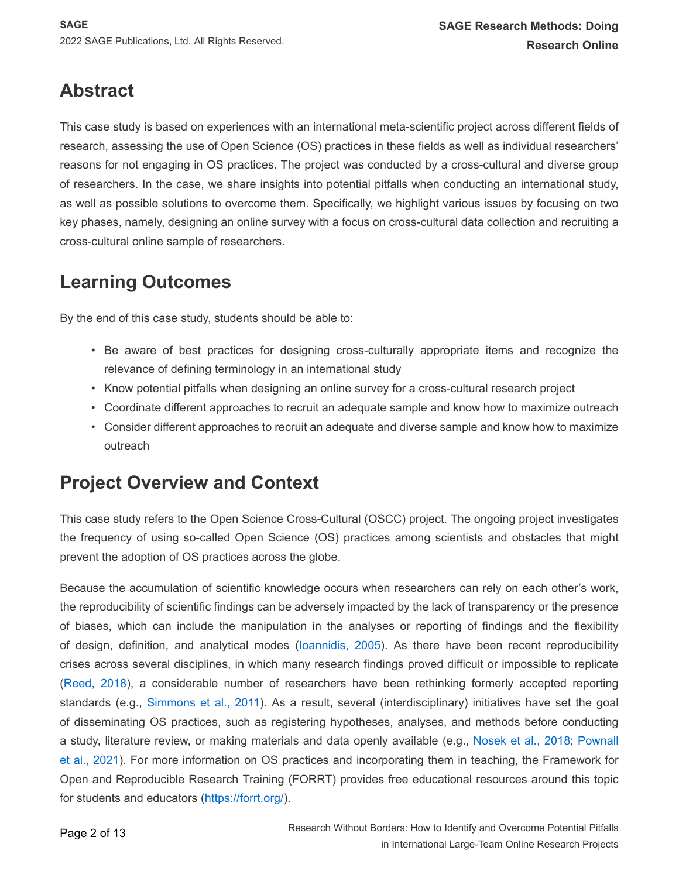## Abstract

This case study is based on experiences with an international meta-scientific project across different fields of research, assessing the use of Open Science (OS) practices in these fields as well as individual researchers' reasons for not engaging in OS practices. The project was conducted by a cross-cultural and diverse group of researchers. In the case, we share insights into potential pitfalls when conducting an international study, as well as possible solutions to overcome them. Specifically, we highlight various issues by focusing on two key phases, namely, designing an online survey with a focus on cross-cultural data collection and recruiting a cross-cultural online sample of researchers.

## Learning Outcomes

By the end of this case study, students should be able to:

- Be aware of best practices for designing cross-culturally appropriate items and recognize the relevance of defining terminology in an international study
- Know potential pitfalls when designing an online survey for a cross-cultural research project
- Coordinate different approaches to recruit an adequate sample and know how to maximize outreach
- Consider different approaches to recruit an adequate and diverse sample and know how to maximize outreach

## Project Overview and Context

This case study refers to the Open Science Cross-Cultural (OSCC) project. The ongoing project investigates the frequency of using so-called Open Science (OS) practices among scientists and obstacles that might prevent the adoption of OS practices across the globe.

Because the accumulation of scientific knowledge occurs when researchers can rely on each other's work, the reproducibility of scientific findings can be adversely impacted by the lack of transparency or the presence of biases, which can include the manipulation in the analyses or reporting of findings and the flexibility of design, definition, and analytical modes (Ioannidis, 2005). As there have been recent reproducibility crises across several disciplines, in which many research findings proved difficult or impossible to replicate (Reed, 2018), a considerable number of researchers have been rethinking formerly accepted reporting standards (e.g., Simmons et al., 2011). As a result, several (interdisciplinary) initiatives have set the goal of disseminating OS practices, such as registering hypotheses, analyses, and methods before conducting a study, literature review, or making materials and data openly available (e.g., Nosek et al., 2018; Pownall et al., 2021). For more information on OS practices and incorporating them in teaching, the Framework for Open and Reproducible Research Training (FORRT) provides free educational resources around this topic for students and educators (https://forrt.org/).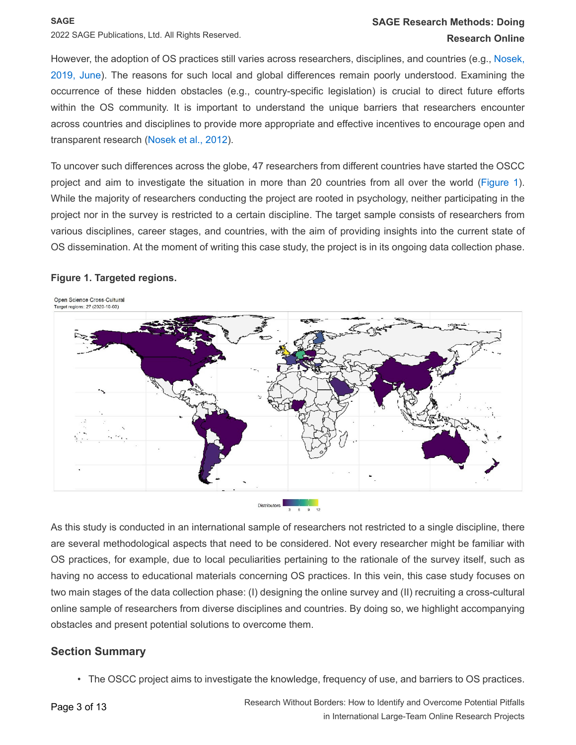However, the adoption of OS practices still varies across researchers, disciplines, and countries (e.g., Nosek, 2019, June). The reasons for such local and global differences remain poorly understood. Examining the occurrence of these hidden obstacles (e.g., country-specific legislation) is crucial to direct future efforts within the OS community. It is important to understand the unique barriers that researchers encounter across countries and disciplines to provide more appropriate and effective incentives to encourage open and transparent research (Nosek et al., 2012).

To uncover such differences across the globe, 47 researchers from different countries have started the OSCC project and aim to investigate the situation in more than 20 countries from all over the world (Figure 1). While the majority of researchers conducting the project are rooted in psychology, neither participating in the project nor in the survey is restricted to a certain discipline. The target sample consists of researchers from various disciplines, career stages, and countries, with the aim of providing insights into the current state of OS dissemination. At the moment of writing this case study, the project is in its ongoing data collection phase.

**Figure 1. Targeted regions.**

Open Science Cross-Cultural
Target regions: 27 (2020-10-03)

Distributors 3 6 9 12

As this study is conducted in an international sample of researchers not restricted to a single discipline, there are several methodological aspects that need to be considered. Not every researcher might be familiar with OS practices, for example, due to local peculiarities pertaining to the rationale of the survey itself, such as having no access to educational materials concerning OS practices. In this vein, this case study focuses on two main stages of the data collection phase: (I) designing the online survey and (II) recruiting a cross-cultural online sample of researchers from diverse disciplines and countries. By doing so, we highlight accompanying obstacles and present potential solutions to overcome them.

## Section Summary

- The OSCC project aims to investigate the knowledge, frequency of use, and barriers to OS practices.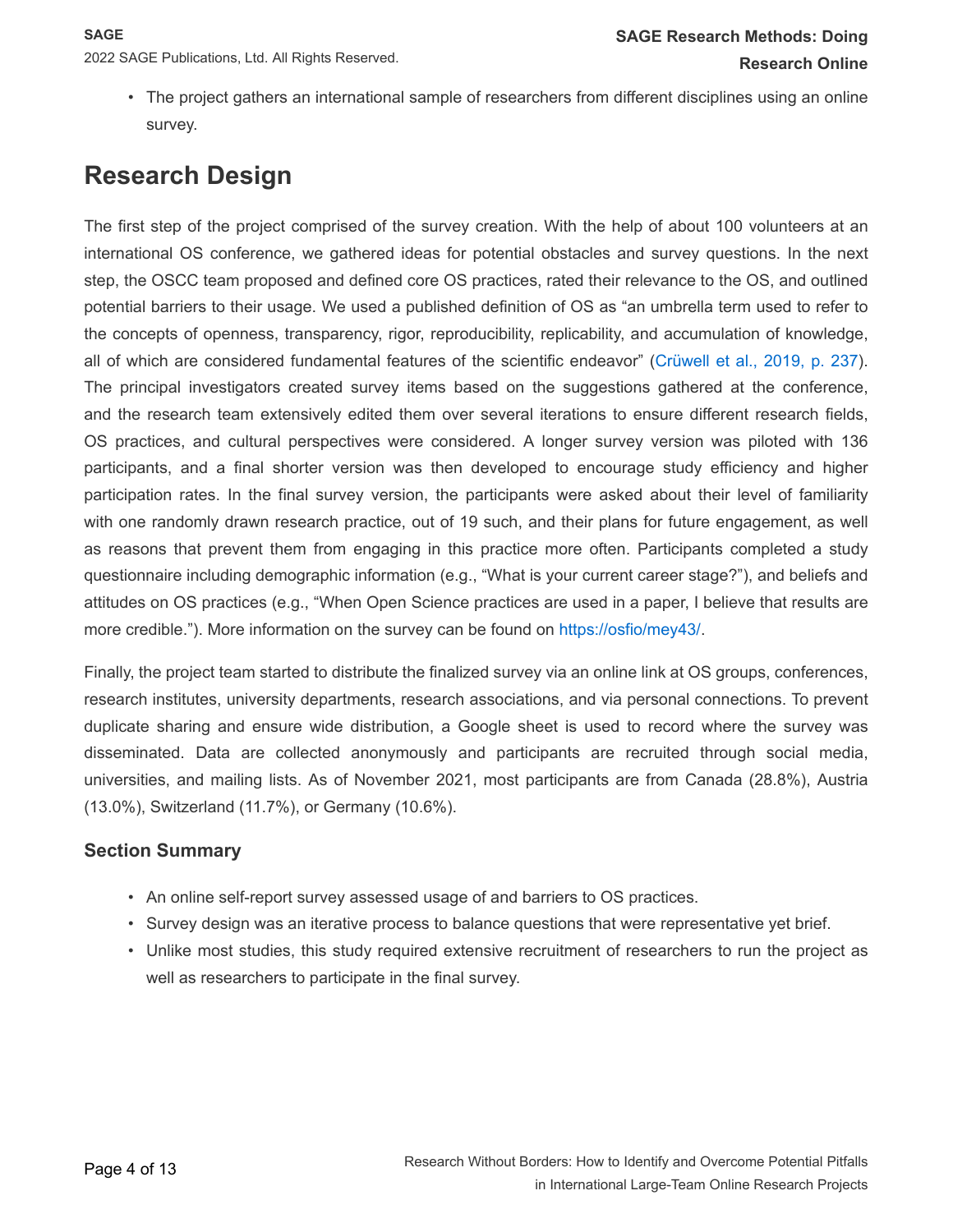- The project gathers an international sample of researchers from different disciplines using an online survey.

## Research Design

The first step of the project comprised of the survey creation. With the help of about 100 volunteers at an international OS conference, we gathered ideas for potential obstacles and survey questions. In the next step, the OSCC team proposed and defined core OS practices, rated their relevance to the OS, and outlined potential barriers to their usage. We used a published definition of OS as “an umbrella term used to refer to the concepts of openness, transparency, rigor, reproducibility, replicability, and accumulation of knowledge, all of which are considered fundamental features of the scientific endeavor” (Crüwell et al., 2019, p. 237). The principal investigators created survey items based on the suggestions gathered at the conference, and the research team extensively edited them over several iterations to ensure different research fields, OS practices, and cultural perspectives were considered. A longer survey version was piloted with 136 participants, and a final shorter version was then developed to encourage study efficiency and higher participation rates. In the final survey version, the participants were asked about their level of familiarity with one randomly drawn research practice, out of 19 such, and their plans for future engagement, as well as reasons that prevent them from engaging in this practice more often. Participants completed a study questionnaire including demographic information (e.g., “What is your current career stage?”), and beliefs and attitudes on OS practices (e.g., “When Open Science practices are used in a paper, I believe that results are more credible.”). More information on the survey can be found on https://osfio/mey43/.

Finally, the project team started to distribute the finalized survey via an online link at OS groups, conferences, research institutes, university departments, research associations, and via personal connections. To prevent duplicate sharing and ensure wide distribution, a Google sheet is used to record where the survey was disseminated. Data are collected anonymously and participants are recruited through social media, universities, and mailing lists. As of November 2021, most participants are from Canada (28.8%), Austria (13.0%), Switzerland (11.7%), or Germany (10.6%).

### Section Summary

- An online self-report survey assessed usage of and barriers to OS practices.
- Survey design was an iterative process to balance questions that were representative yet brief.
- Unlike most studies, this study required extensive recruitment of researchers to run the project as well as researchers to participate in the final survey.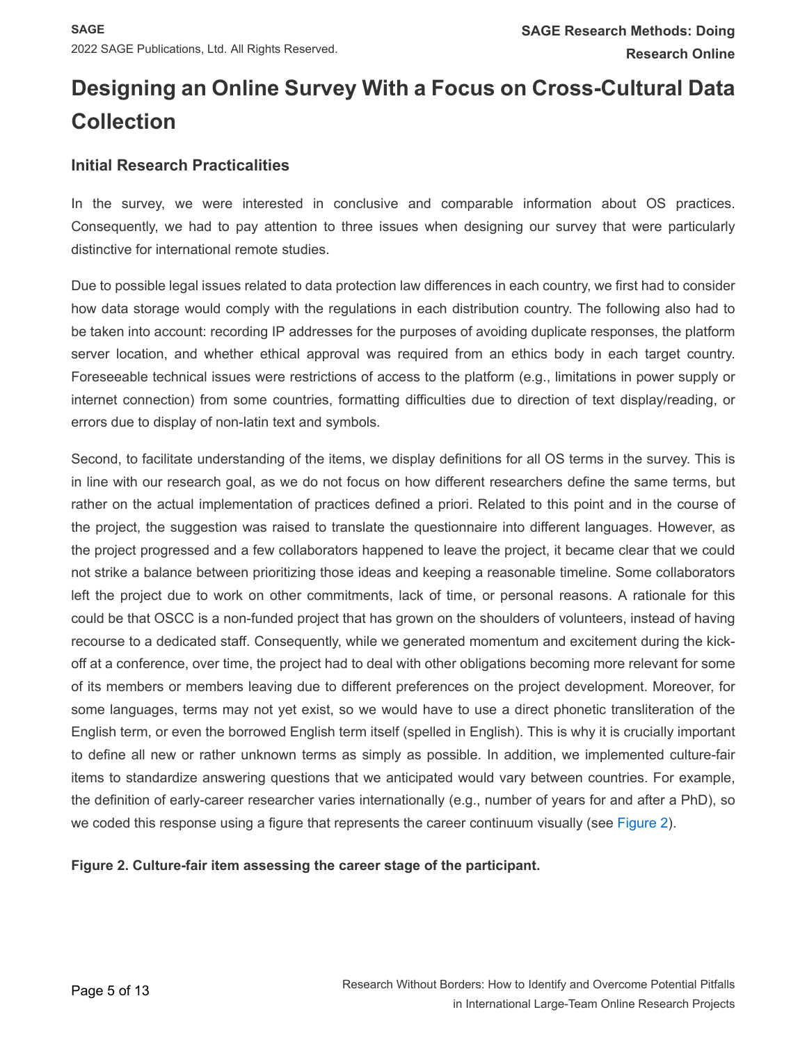# Designing an Online Survey With a Focus on Cross-Cultural Data Collection

## Initial Research Practicalities

In the survey, we were interested in conclusive and comparable information about OS practices. Consequently, we had to pay attention to three issues when designing our survey that were particularly distinctive for international remote studies.

Due to possible legal issues related to data protection law differences in each country, we first had to consider how data storage would comply with the regulations in each distribution country. The following also had to be taken into account: recording IP addresses for the purposes of avoiding duplicate responses, the platform server location, and whether ethical approval was required from an ethics body in each target country. Foreseeable technical issues were restrictions of access to the platform (e.g., limitations in power supply or internet connection) from some countries, formatting difficulties due to direction of text display/reading, or errors due to display of non-latin text and symbols.

Second, to facilitate understanding of the items, we display definitions for all OS terms in the survey. This is in line with our research goal, as we do not focus on how different researchers define the same terms, but rather on the actual implementation of practices defined a priori. Related to this point and in the course of the project, the suggestion was raised to translate the questionnaire into different languages. However, as the project progressed and a few collaborators happened to leave the project, it became clear that we could not strike a balance between prioritizing those ideas and keeping a reasonable timeline. Some collaborators left the project due to work on other commitments, lack of time, or personal reasons. A rationale for this could be that OSCC is a non-funded project that has grown on the shoulders of volunteers, instead of having recourse to a dedicated staff. Consequently, while we generated momentum and excitement during the kick-off at a conference, over time, the project had to deal with other obligations becoming more relevant for some of its members or members leaving due to different preferences on the project development. Moreover, for some languages, terms may not yet exist, so we would have to use a direct phonetic transliteration of the English term, or even the borrowed English term itself (spelled in English). This is why it is crucially important to define all new or rather unknown terms as simply as possible. In addition, we implemented culture-fair items to standardize answering questions that we anticipated would vary between countries. For example, the definition of early-career researcher varies internationally (e.g., number of years for and after a PhD), so we coded this response using a figure that represents the career continuum visually (see Figure 2).

**Figure 2. Culture-fair item assessing the career stage of the participant.**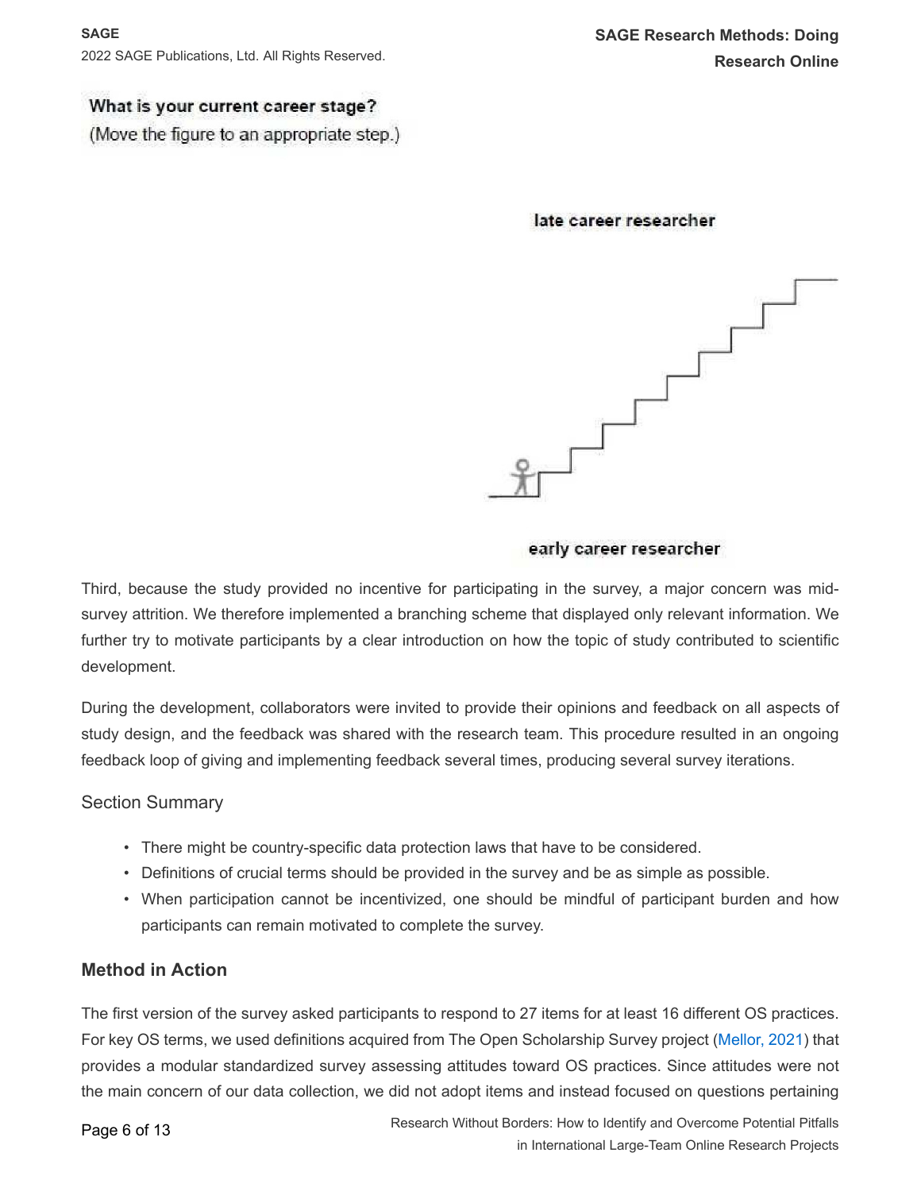What is your current career stage?
(Move the figure to an appropriate step.)

late career researcher

early career researcher

Third, because the study provided no incentive for participating in the survey, a major concern was mid-survey attrition. We therefore implemented a branching scheme that displayed only relevant information. We further try to motivate participants by a clear introduction on how the topic of study contributed to scientific development.

During the development, collaborators were invited to provide their opinions and feedback on all aspects of study design, and the feedback was shared with the research team. This procedure resulted in an ongoing feedback loop of giving and implementing feedback several times, producing several survey iterations.

### Section Summary

- There might be country-specific data protection laws that have to be considered.
- Definitions of crucial terms should be provided in the survey and be as simple as possible.
- When participation cannot be incentivized, one should be mindful of participant burden and how participants can remain motivated to complete the survey.

## Method in Action

The first version of the survey asked participants to respond to 27 items for at least 16 different OS practices. For key OS terms, we used definitions acquired from The Open Scholarship Survey project (Mellor, 2021) that provides a modular standardized survey assessing attitudes toward OS practices. Since attitudes were not the main concern of our data collection, we did not adopt items and instead focused on questions pertaining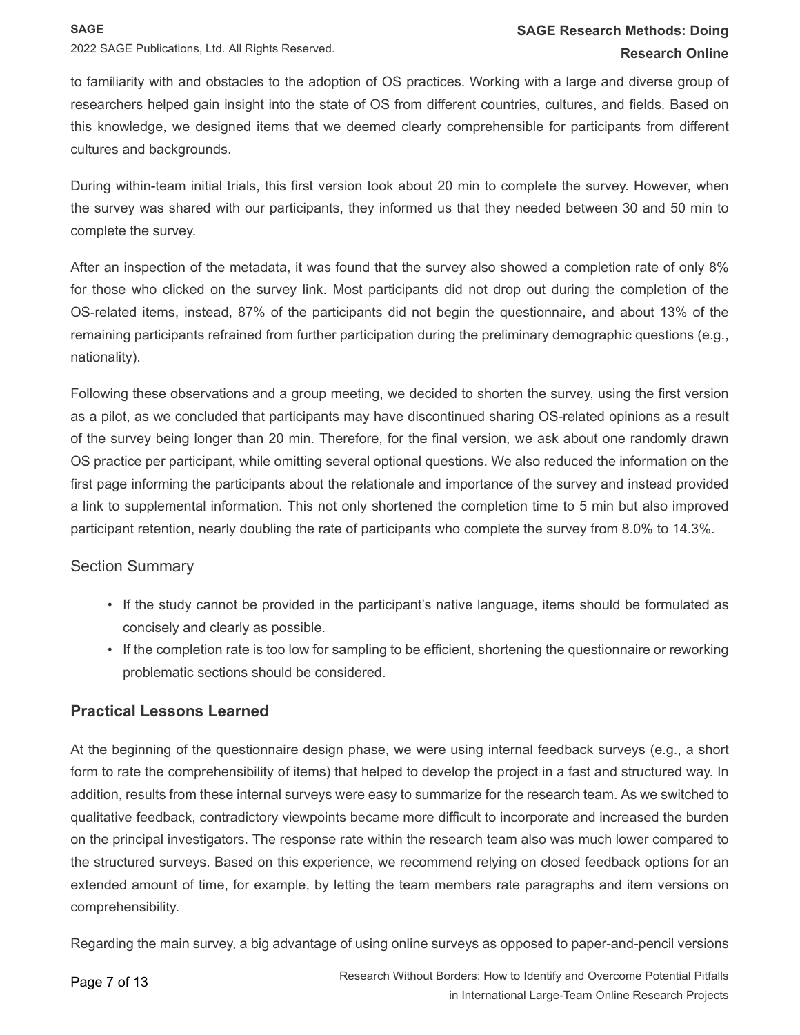to familiarity with and obstacles to the adoption of OS practices. Working with a large and diverse group of researchers helped gain insight into the state of OS from different countries, cultures, and fields. Based on this knowledge, we designed items that we deemed clearly comprehensible for participants from different cultures and backgrounds.

During within-team initial trials, this first version took about 20 min to complete the survey. However, when the survey was shared with our participants, they informed us that they needed between 30 and 50 min to complete the survey.

After an inspection of the metadata, it was found that the survey also showed a completion rate of only 8% for those who clicked on the survey link. Most participants did not drop out during the completion of the OS-related items, instead, 87% of the participants did not begin the questionnaire, and about 13% of the remaining participants refrained from further participation during the preliminary demographic questions (e.g., nationality).

Following these observations and a group meeting, we decided to shorten the survey, using the first version as a pilot, as we concluded that participants may have discontinued sharing OS-related opinions as a result of the survey being longer than 20 min. Therefore, for the final version, we ask about one randomly drawn OS practice per participant, while omitting several optional questions. We also reduced the information on the first page informing the participants about the relationale and importance of the survey and instead provided a link to supplemental information. This not only shortened the completion time to 5 min but also improved participant retention, nearly doubling the rate of participants who complete the survey from 8.0% to 14.3%.

### Section Summary

- If the study cannot be provided in the participant's native language, items should be formulated as concisely and clearly as possible.
- If the completion rate is too low for sampling to be efficient, shortening the questionnaire or reworking problematic sections should be considered.

## Practical Lessons Learned

At the beginning of the questionnaire design phase, we were using internal feedback surveys (e.g., a short form to rate the comprehensibility of items) that helped to develop the project in a fast and structured way. In addition, results from these internal surveys were easy to summarize for the research team. As we switched to qualitative feedback, contradictory viewpoints became more difficult to incorporate and increased the burden on the principal investigators. The response rate within the research team also was much lower compared to the structured surveys. Based on this experience, we recommend relying on closed feedback options for an extended amount of time, for example, by letting the team members rate paragraphs and item versions on comprehensibility.

Regarding the main survey, a big advantage of using online surveys as opposed to paper-and-pencil versions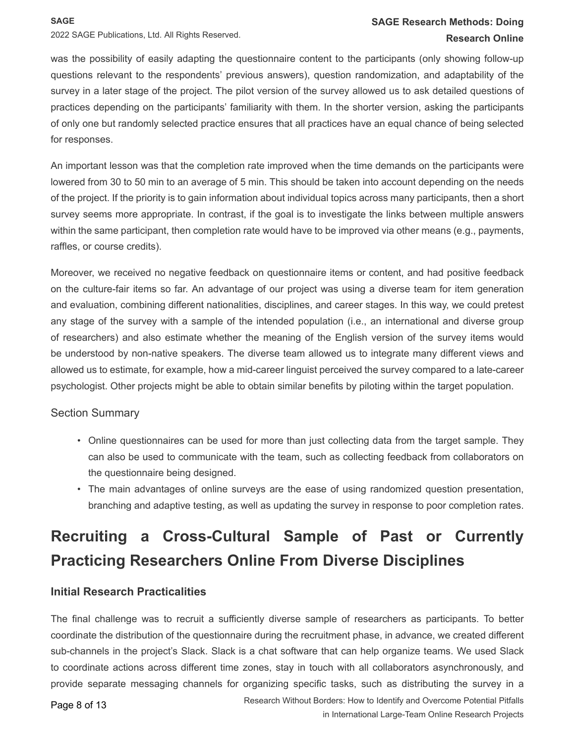was the possibility of easily adapting the questionnaire content to the participants (only showing follow-up questions relevant to the respondents' previous answers), question randomization, and adaptability of the survey in a later stage of the project. The pilot version of the survey allowed us to ask detailed questions of practices depending on the participants' familiarity with them. In the shorter version, asking the participants of only one but randomly selected practice ensures that all practices have an equal chance of being selected for responses.

An important lesson was that the completion rate improved when the time demands on the participants were lowered from 30 to 50 min to an average of 5 min. This should be taken into account depending on the needs of the project. If the priority is to gain information about individual topics across many participants, then a short survey seems more appropriate. In contrast, if the goal is to investigate the links between multiple answers within the same participant, then completion rate would have to be improved via other means (e.g., payments, raffles, or course credits).

Moreover, we received no negative feedback on questionnaire items or content, and had positive feedback on the culture-fair items so far. An advantage of our project was using a diverse team for item generation and evaluation, combining different nationalities, disciplines, and career stages. In this way, we could pretest any stage of the survey with a sample of the intended population (i.e., an international and diverse group of researchers) and also estimate whether the meaning of the English version of the survey items would be understood by non-native speakers. The diverse team allowed us to integrate many different views and allowed us to estimate, for example, how a mid-career linguist perceived the survey compared to a late-career psychologist. Other projects might be able to obtain similar benefits by piloting within the target population.

### Section Summary

- Online questionnaires can be used for more than just collecting data from the target sample. They can also be used to communicate with the team, such as collecting feedback from collaborators on the questionnaire being designed.
- The main advantages of online surveys are the ease of using randomized question presentation, branching and adaptive testing, as well as updating the survey in response to poor completion rates.

## Recruiting a Cross-Cultural Sample of Past or Currently Practicing Researchers Online From Diverse Disciplines

### Initial Research Practicalities

The final challenge was to recruit a sufficiently diverse sample of researchers as participants. To better coordinate the distribution of the questionnaire during the recruitment phase, in advance, we created different sub-channels in the project's Slack. Slack is a chat software that can help organize teams. We used Slack to coordinate actions across different time zones, stay in touch with all collaborators asynchronously, and provide separate messaging channels for organizing specific tasks, such as distributing the survey in a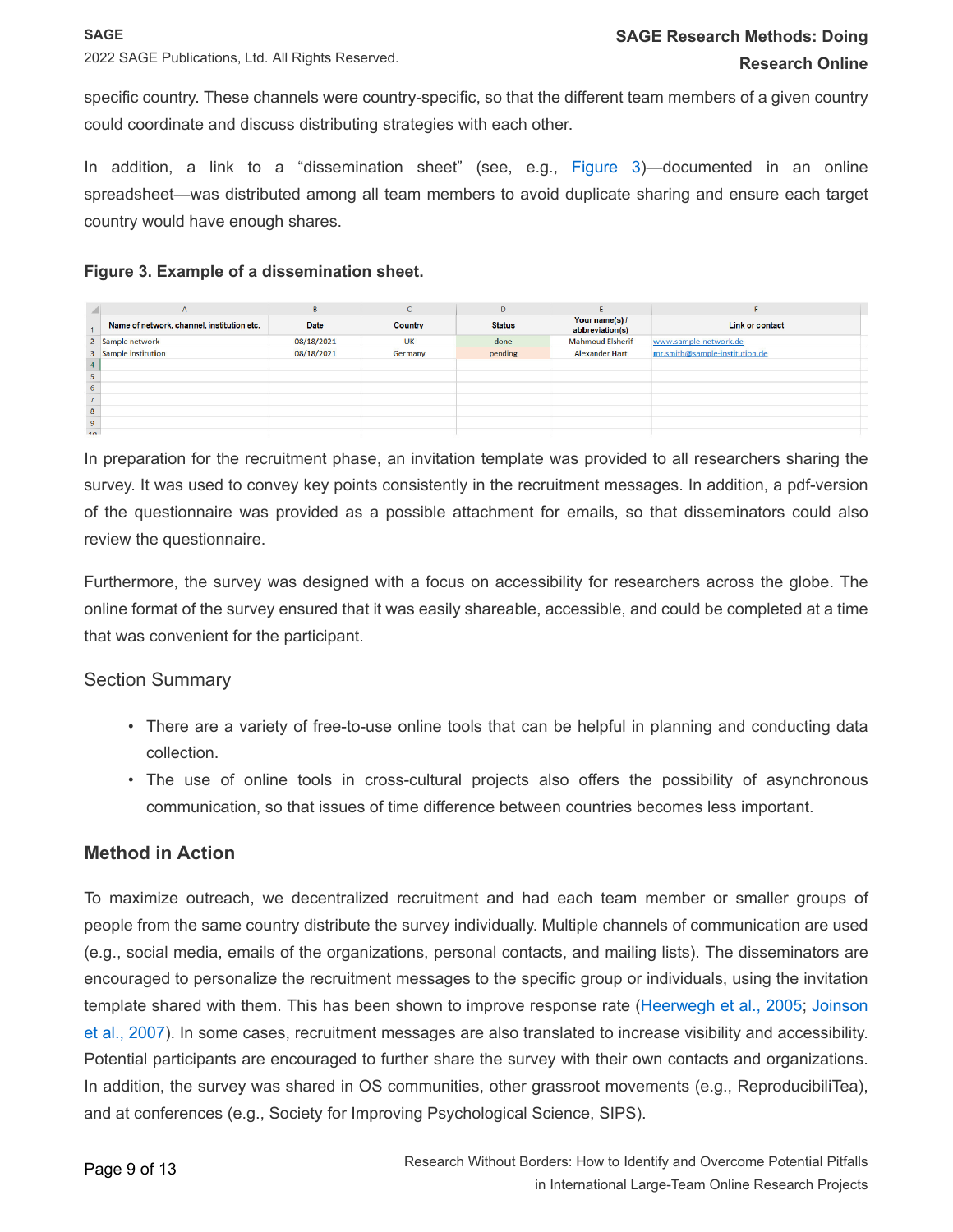specific country. These channels were country-specific, so that the different team members of a given country could coordinate and discuss distributing strategies with each other.

In addition, a link to a "dissemination sheet" (see, e.g., Figure 3)—documented in an online spreadsheet—was distributed among all team members to avoid duplicate sharing and ensure each target country would have enough shares.

**Figure 3. Example of a dissemination sheet.**

| Name of network, channel, institution etc. | Date | Country | Status | Your name(s) / abbreviation(s) | Link or contact |
|---|---|---|---|---|---|
| Sample network | 08/18/2021 | UK | done | Mahmoud Elsherif | www.sample-network.de |
| Sample institution | 08/18/2021 | Germany | pending | Alexander Hart | mr.smith@sample-institution.de |

In preparation for the recruitment phase, an invitation template was provided to all researchers sharing the survey. It was used to convey key points consistently in the recruitment messages. In addition, a pdf-version of the questionnaire was provided as a possible attachment for emails, so that disseminators could also review the questionnaire.

Furthermore, the survey was designed with a focus on accessibility for researchers across the globe. The online format of the survey ensured that it was easily shareable, accessible, and could be completed at a time that was convenient for the participant.

### Section Summary

- There are a variety of free-to-use online tools that can be helpful in planning and conducting data collection.
- The use of online tools in cross-cultural projects also offers the possibility of asynchronous communication, so that issues of time difference between countries becomes less important.

## Method in Action

To maximize outreach, we decentralized recruitment and had each team member or smaller groups of people from the same country distribute the survey individually. Multiple channels of communication are used (e.g., social media, emails of the organizations, personal contacts, and mailing lists). The disseminators are encouraged to personalize the recruitment messages to the specific group or individuals, using the invitation template shared with them. This has been shown to improve response rate (Heerwegh et al., 2005; Joinson et al., 2007). In some cases, recruitment messages are also translated to increase visibility and accessibility. Potential participants are encouraged to further share the survey with their own contacts and organizations. In addition, the survey was shared in OS communities, other grassroot movements (e.g., ReproducibiliTea), and at conferences (e.g., Society for Improving Psychological Science, SIPS).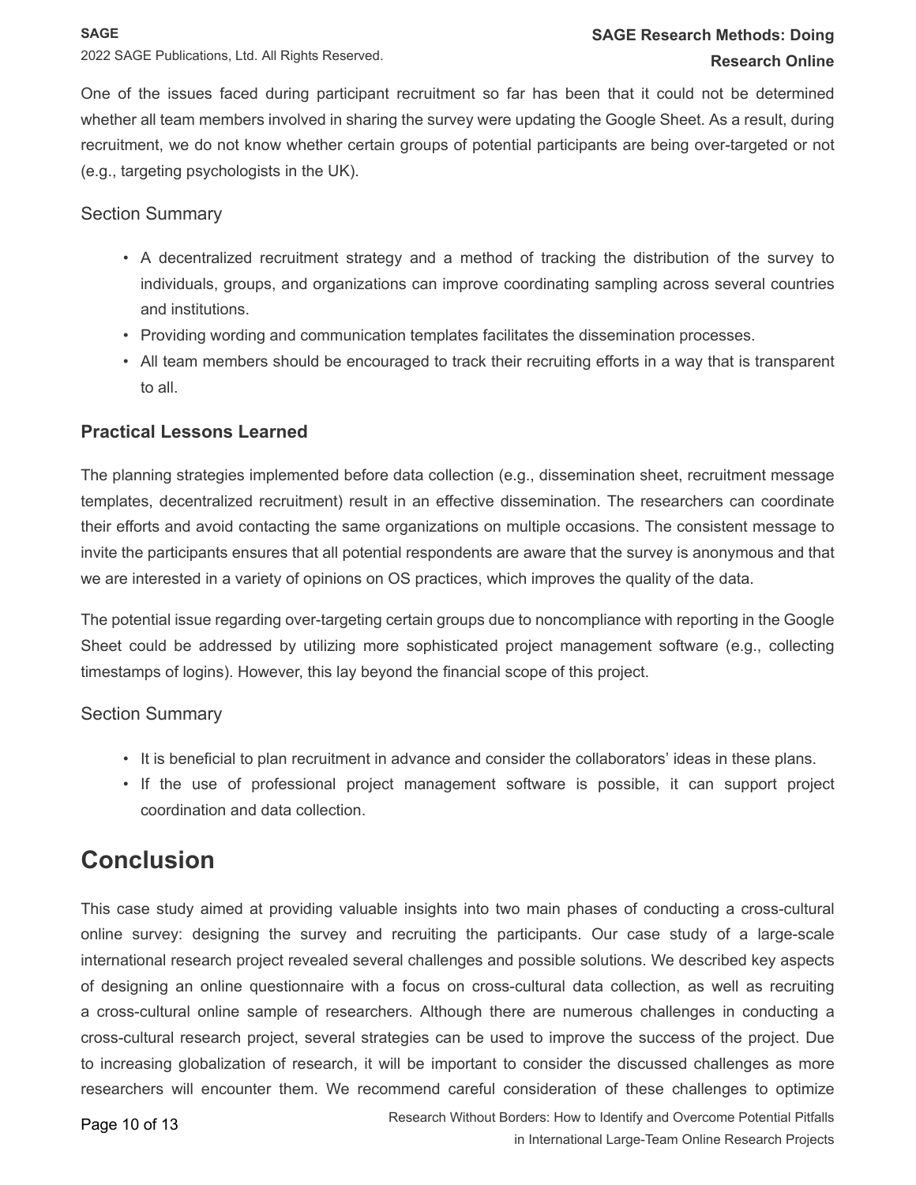One of the issues faced during participant recruitment so far has been that it could not be determined whether all team members involved in sharing the survey were updating the Google Sheet. As a result, during recruitment, we do not know whether certain groups of potential participants are being over-targeted or not (e.g., targeting psychologists in the UK).

Section Summary

- A decentralized recruitment strategy and a method of tracking the distribution of the survey to individuals, groups, and organizations can improve coordinating sampling across several countries and institutions.
- Providing wording and communication templates facilitates the dissemination processes.
- All team members should be encouraged to track their recruiting efforts in a way that is transparent to all.

### Practical Lessons Learned

The planning strategies implemented before data collection (e.g., dissemination sheet, recruitment message templates, decentralized recruitment) result in an effective dissemination. The researchers can coordinate their efforts and avoid contacting the same organizations on multiple occasions. The consistent message to invite the participants ensures that all potential respondents are aware that the survey is anonymous and that we are interested in a variety of opinions on OS practices, which improves the quality of the data.

The potential issue regarding over-targeting certain groups due to noncompliance with reporting in the Google Sheet could be addressed by utilizing more sophisticated project management software (e.g., collecting timestamps of logins). However, this lay beyond the financial scope of this project.

Section Summary

- It is beneficial to plan recruitment in advance and consider the collaborators' ideas in these plans.
- If the use of professional project management software is possible, it can support project coordination and data collection.

## Conclusion

This case study aimed at providing valuable insights into two main phases of conducting a cross-cultural online survey: designing the survey and recruiting the participants. Our case study of a large-scale international research project revealed several challenges and possible solutions. We described key aspects of designing an online questionnaire with a focus on cross-cultural data collection, as well as recruiting a cross-cultural online sample of researchers. Although there are numerous challenges in conducting a cross-cultural research project, several strategies can be used to improve the success of the project. Due to increasing globalization of research, it will be important to consider the discussed challenges as more researchers will encounter them. We recommend careful consideration of these challenges to optimize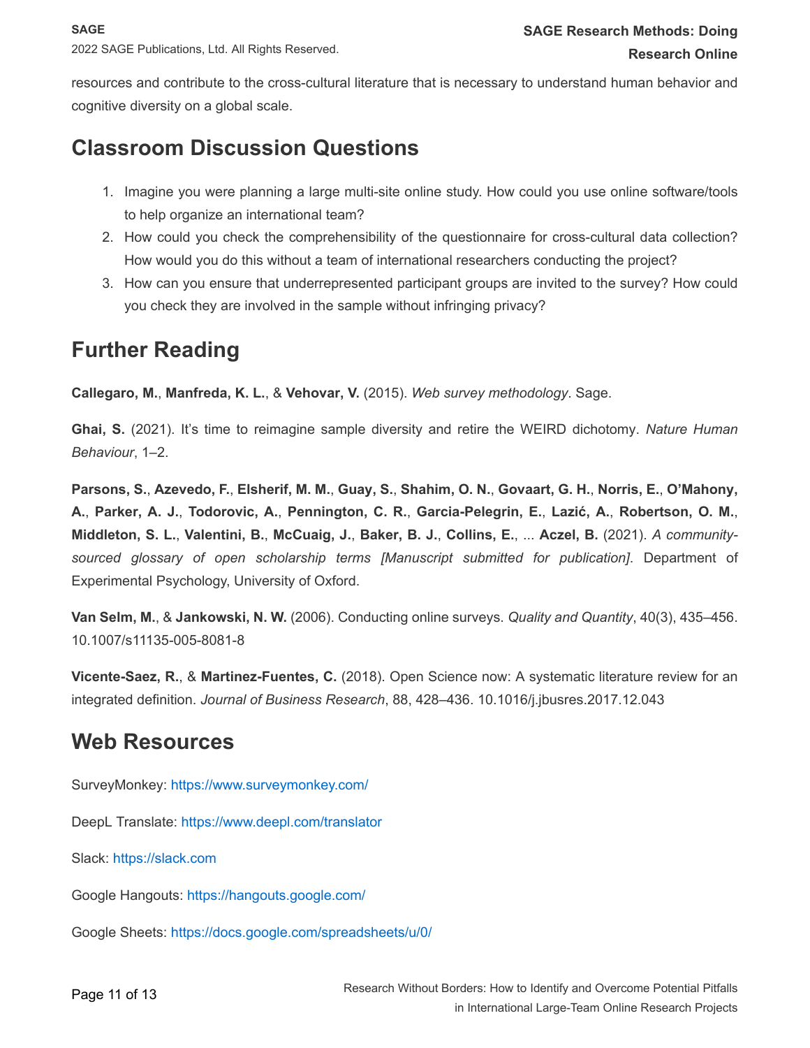resources and contribute to the cross-cultural literature that is necessary to understand human behavior and cognitive diversity on a global scale.

## Classroom Discussion Questions

1. Imagine you were planning a large multi-site online study. How could you use online software/tools to help organize an international team?
2. How could you check the comprehensibility of the questionnaire for cross-cultural data collection? How would you do this without a team of international researchers conducting the project?
3. How can you ensure that underrepresented participant groups are invited to the survey? How could you check they are involved in the sample without infringing privacy?

## Further Reading

**Callegaro, M.**, **Manfreda, K. L.**, & **Vehovar, V.** (2015). *Web survey methodology*. Sage.

**Ghai, S.** (2021). It's time to reimagine sample diversity and retire the WEIRD dichotomy. *Nature Human Behaviour*, 1–2.

**Parsons, S.**, **Azevedo, F.**, **Elsherif, M. M.**, **Guay, S.**, **Shahim, O. N.**, **Govaart, G. H.**, **Norris, E.**, **O'Mahony, A.**, **Parker, A. J.**, **Todorovic, A.**, **Pennington, C. R.**, **Garcia-Pelegrin, E.**, **Lazić, A.**, **Robertson, O. M.**, **Middleton, S. L.**, **Valentini, B.**, **McCuaig, J.**, **Baker, B. J.**, **Collins, E.**, ... **Aczel, B.** (2021). *A community-sourced glossary of open scholarship terms [Manuscript submitted for publication]*. Department of Experimental Psychology, University of Oxford.

**Van Selm, M.**, & **Jankowski, N. W.** (2006). Conducting online surveys. *Quality and Quantity*, 40(3), 435–456. 10.1007/s11135-005-8081-8

**Vicente-Saez, R.**, & **Martinez-Fuentes, C.** (2018). Open Science now: A systematic literature review for an integrated definition. *Journal of Business Research*, 88, 428–436. 10.1016/j.jbusres.2017.12.043

## Web Resources

SurveyMonkey: https://www.surveymonkey.com/

DeepL Translate: https://www.deepl.com/translator

Slack: https://slack.com

Google Hangouts: https://hangouts.google.com/

Google Sheets: https://docs.google.com/spreadsheets/u/0/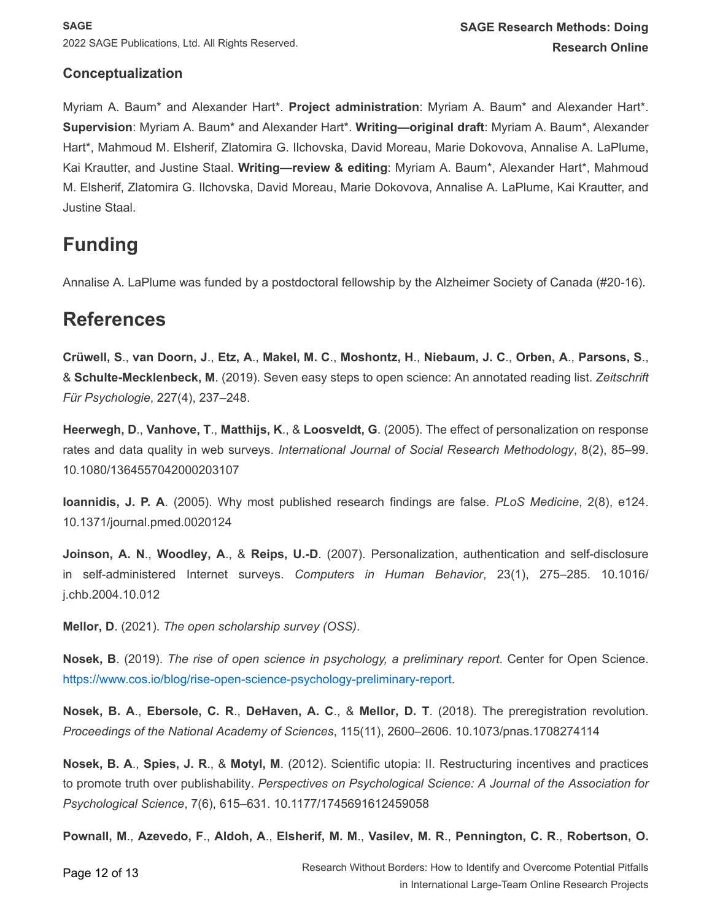### Conceptualization

Myriam A. Baum* and Alexander Hart*. **Project administration**: Myriam A. Baum* and Alexander Hart*. **Supervision**: Myriam A. Baum* and Alexander Hart*. **Writing—original draft**: Myriam A. Baum*, Alexander Hart*, Mahmoud M. Elsherif, Zlatomira G. Ilchovska, David Moreau, Marie Dokovova, Annalise A. LaPlume, Kai Krautter, and Justine Staal. **Writing—review & editing**: Myriam A. Baum*, Alexander Hart*, Mahmoud M. Elsherif, Zlatomira G. Ilchovska, David Moreau, Marie Dokovova, Annalise A. LaPlume, Kai Krautter, and Justine Staal.

## Funding

Annalise A. LaPlume was funded by a postdoctoral fellowship by the Alzheimer Society of Canada (#20-16).

## References

**Crüwell, S**., **van Doorn, J**., **Etz, A**., **Makel, M. C**., **Moshontz, H**., **Niebaum, J. C**., **Orben, A**., **Parsons, S**., & **Schulte-Mecklenbeck, M**. (2019). Seven easy steps to open science: An annotated reading list. *Zeitschrift Für Psychologie*, 227(4), 237–248.

**Heerwegh, D**., **Vanhove, T**., **Matthijs, K**., & **Loosveldt, G**. (2005). The effect of personalization on response rates and data quality in web surveys. *International Journal of Social Research Methodology*, 8(2), 85–99. 10.1080/1364557042000203107

**Ioannidis, J. P. A**. (2005). Why most published research findings are false. *PLoS Medicine*, 2(8), e124. 10.1371/journal.pmed.0020124

**Joinson, A. N**., **Woodley, A**., & **Reips, U.-D**. (2007). Personalization, authentication and self-disclosure in self-administered Internet surveys. *Computers in Human Behavior*, 23(1), 275–285. 10.1016/j.chb.2004.10.012

**Mellor, D**. (2021). *The open scholarship survey (OSS)*.

**Nosek, B**. (2019). *The rise of open science in psychology, a preliminary report*. Center for Open Science. https://www.cos.io/blog/rise-open-science-psychology-preliminary-report.

**Nosek, B. A**., **Ebersole, C. R**., **DeHaven, A. C**., & **Mellor, D. T**. (2018). The preregistration revolution. *Proceedings of the National Academy of Sciences*, 115(11), 2600–2606. 10.1073/pnas.1708274114

**Nosek, B. A**., **Spies, J. R**., & **Motyl, M**. (2012). Scientific utopia: II. Restructuring incentives and practices to promote truth over publishability. *Perspectives on Psychological Science: A Journal of the Association for Psychological Science*, 7(6), 615–631. 10.1177/1745691612459058

**Pownall, M**., **Azevedo, F**., **Aldoh, A**., **Elsherif, M. M**., **Vasilev, M. R**., **Pennington, C. R**., **Robertson, O.**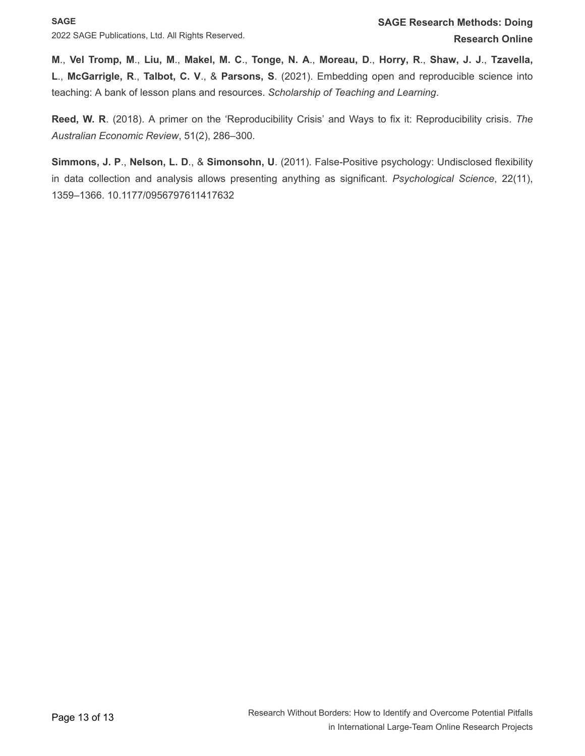**M**., **Vel Tromp, M**., **Liu, M**., **Makel, M. C**., **Tonge, N. A**., **Moreau, D**., **Horry, R**., **Shaw, J. J**., **Tzavella, L**., **McGarrigle, R**., **Talbot, C. V**., & **Parsons, S**. (2021). Embedding open and reproducible science into teaching: A bank of lesson plans and resources. *Scholarship of Teaching and Learning*.

**Reed, W. R**. (2018). A primer on the 'Reproducibility Crisis' and Ways to fix it: Reproducibility crisis. *The Australian Economic Review*, 51(2), 286–300.

**Simmons, J. P**., **Nelson, L. D**., & **Simonsohn, U**. (2011). False-Positive psychology: Undisclosed flexibility in data collection and analysis allows presenting anything as significant. *Psychological Science*, 22(11), 1359–1366. 10.1177/0956797611417632